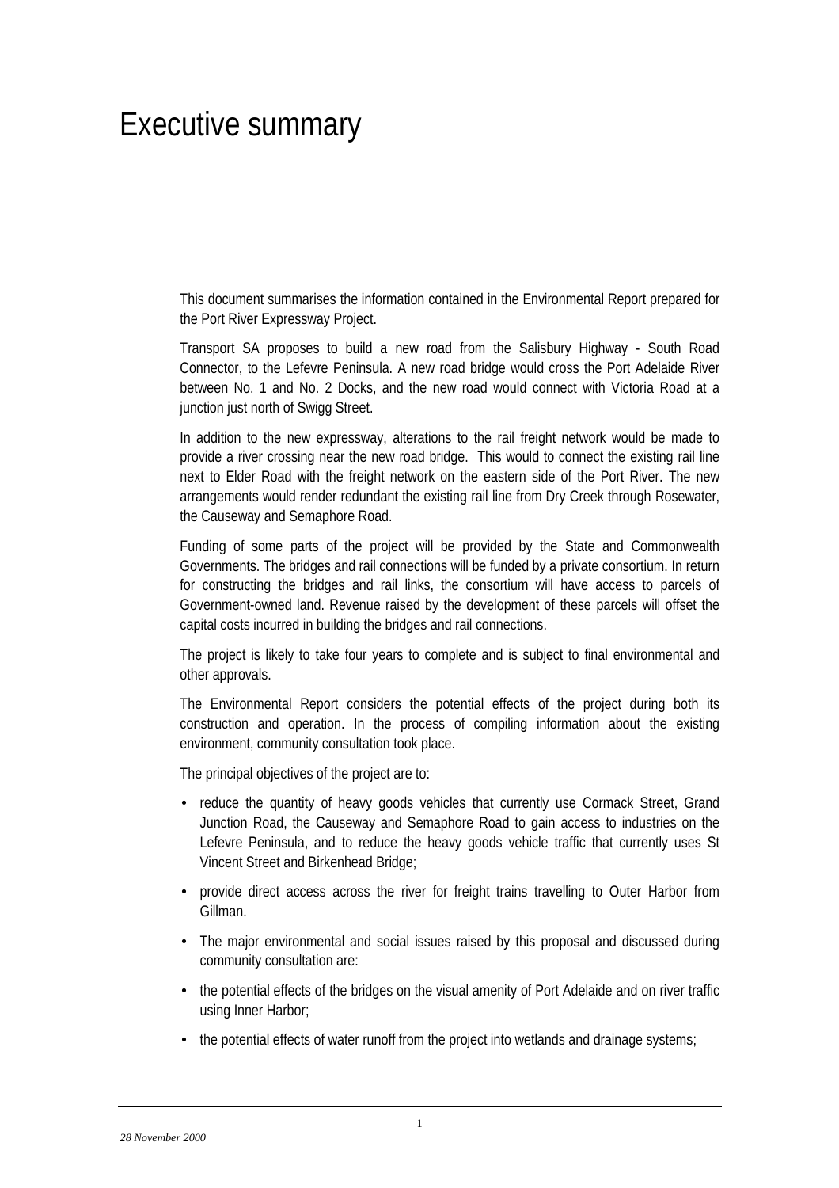# Executive summary

This document summarises the information contained in the Environmental Report prepared for the Port River Expressway Project.

Transport SA proposes to build a new road from the Salisbury Highway - South Road Connector, to the Lefevre Peninsula. A new road bridge would cross the Port Adelaide River between No. 1 and No. 2 Docks, and the new road would connect with Victoria Road at a junction just north of Swigg Street.

In addition to the new expressway, alterations to the rail freight network would be made to provide a river crossing near the new road bridge. This would to connect the existing rail line next to Elder Road with the freight network on the eastern side of the Port River. The new arrangements would render redundant the existing rail line from Dry Creek through Rosewater, the Causeway and Semaphore Road.

Funding of some parts of the project will be provided by the State and Commonwealth Governments. The bridges and rail connections will be funded by a private consortium. In return for constructing the bridges and rail links, the consortium will have access to parcels of Government-owned land. Revenue raised by the development of these parcels will offset the capital costs incurred in building the bridges and rail connections.

The project is likely to take four years to complete and is subject to final environmental and other approvals.

The Environmental Report considers the potential effects of the project during both its construction and operation. In the process of compiling information about the existing environment, community consultation took place.

The principal objectives of the project are to:

- reduce the quantity of heavy goods vehicles that currently use Cormack Street, Grand Junction Road, the Causeway and Semaphore Road to gain access to industries on the Lefevre Peninsula, and to reduce the heavy goods vehicle traffic that currently uses St Vincent Street and Birkenhead Bridge;
- provide direct access across the river for freight trains travelling to Outer Harbor from Gillman.
- The major environmental and social issues raised by this proposal and discussed during community consultation are:
- the potential effects of the bridges on the visual amenity of Port Adelaide and on river traffic using Inner Harbor;
- the potential effects of water runoff from the project into wetlands and drainage systems;

*28 November 2000*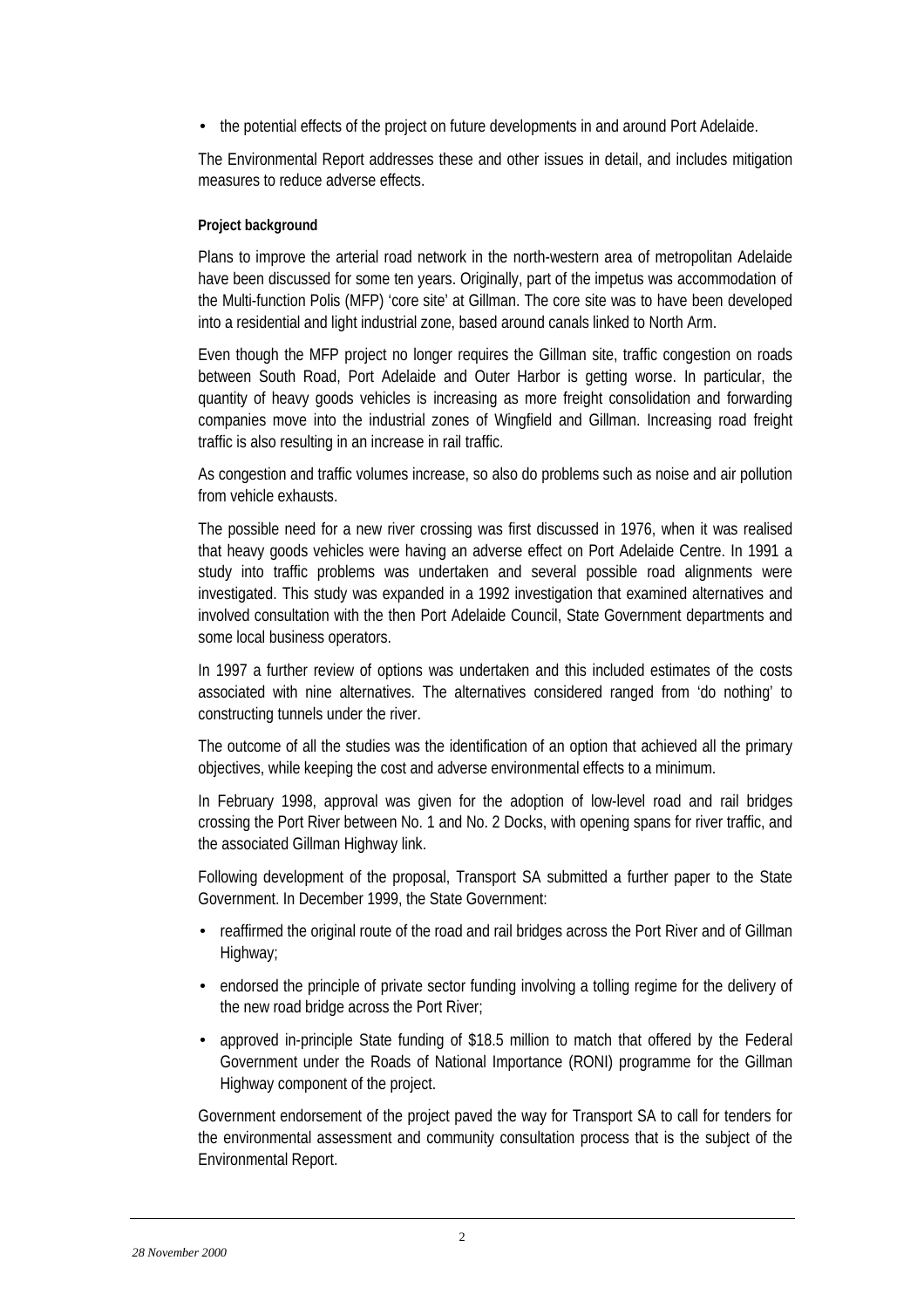- the potential effects of the project on future developments in and around Port Adelaide.

The Environmental Report addresses these and other issues in detail, and includes mitigation measures to reduce adverse effects.

**Project background**

Plans to improve the arterial road network in the north-western area of metropolitan Adelaide have been discussed for some ten years. Originally, part of the impetus was accommodation of the Multi-function Polis (MFP) 'core site' at Gillman. The core site was to have been developed into a residential and light industrial zone, based around canals linked to North Arm.

Even though the MFP project no longer requires the Gillman site, traffic congestion on roads between South Road, Port Adelaide and Outer Harbor is getting worse. In particular, the quantity of heavy goods vehicles is increasing as more freight consolidation and forwarding companies move into the industrial zones of Wingfield and Gillman. Increasing road freight traffic is also resulting in an increase in rail traffic.

As congestion and traffic volumes increase, so also do problems such as noise and air pollution from vehicle exhausts.

The possible need for a new river crossing was first discussed in 1976, when it was realised that heavy goods vehicles were having an adverse effect on Port Adelaide Centre. In 1991 a study into traffic problems was undertaken and several possible road alignments were investigated. This study was expanded in a 1992 investigation that examined alternatives and involved consultation with the then Port Adelaide Council, State Government departments and some local business operators.

In 1997 a further review of options was undertaken and this included estimates of the costs associated with nine alternatives. The alternatives considered ranged from 'do nothing' to constructing tunnels under the river.

The outcome of all the studies was the identification of an option that achieved all the primary objectives, while keeping the cost and adverse environmental effects to a minimum.

In February 1998, approval was given for the adoption of low-level road and rail bridges crossing the Port River between No. 1 and No. 2 Docks, with opening spans for river traffic, and the associated Gillman Highway link.

Following development of the proposal, Transport SA submitted a further paper to the State Government. In December 1999, the State Government:

- reaffirmed the original route of the road and rail bridges across the Port River and of Gillman Highway;
- endorsed the principle of private sector funding involving a tolling regime for the delivery of the new road bridge across the Port River;
- approved in-principle State funding of $18.5 million to match that offered by the Federal Government under the Roads of National Importance (RONI) programme for the Gillman Highway component of the project.

Government endorsement of the project paved the way for Transport SA to call for tenders for the environmental assessment and community consultation process that is the subject of the Environmental Report.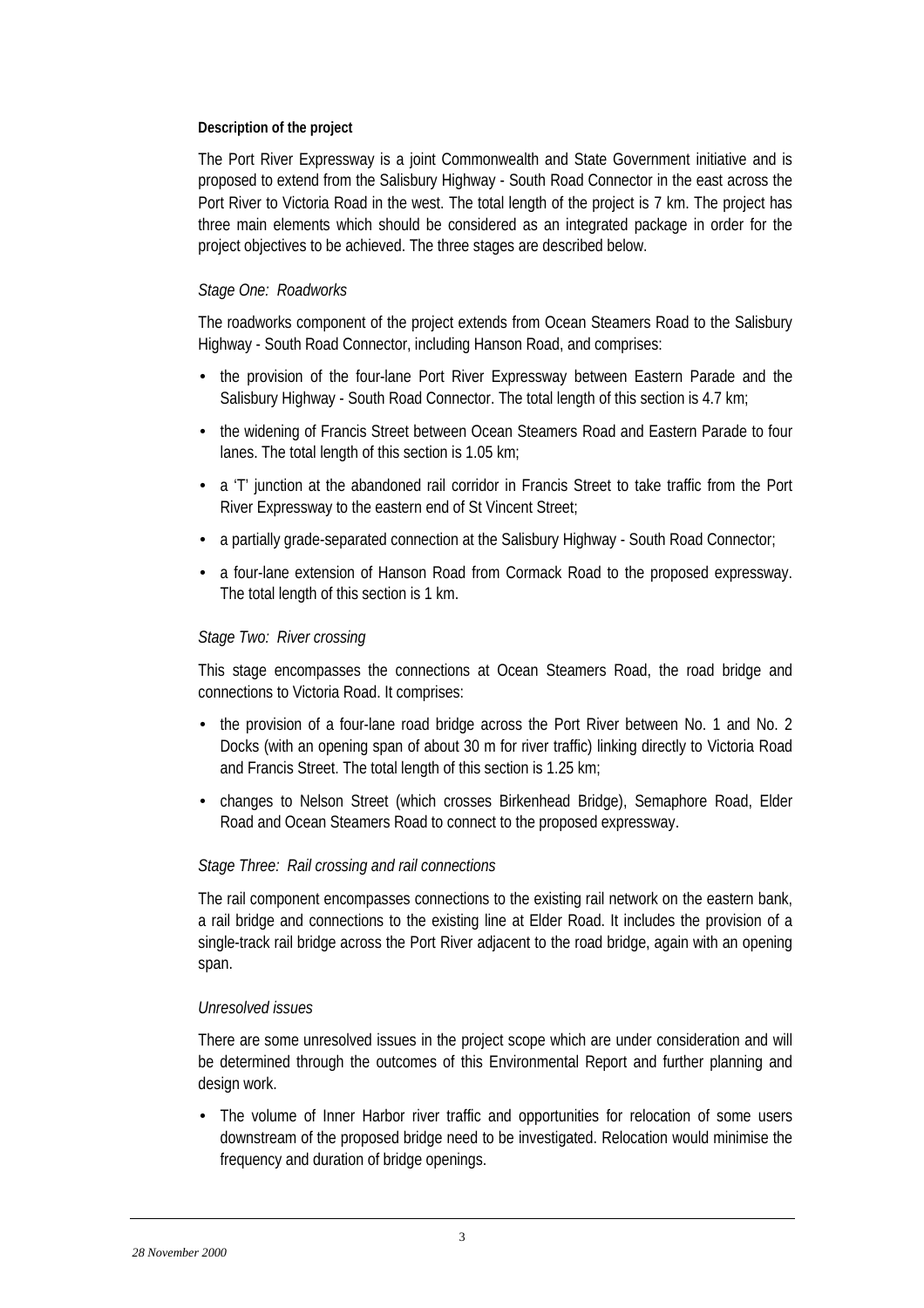**Description of the project**

The Port River Expressway is a joint Commonwealth and State Government initiative and is proposed to extend from the Salisbury Highway - South Road Connector in the east across the Port River to Victoria Road in the west. The total length of the project is 7 km. The project has three main elements which should be considered as an integrated package in order for the project objectives to be achieved. The three stages are described below.

*Stage One: Roadworks*

The roadworks component of the project extends from Ocean Steamers Road to the Salisbury Highway - South Road Connector, including Hanson Road, and comprises:

- the provision of the four-lane Port River Expressway between Eastern Parade and the Salisbury Highway - South Road Connector. The total length of this section is 4.7 km;
- the widening of Francis Street between Ocean Steamers Road and Eastern Parade to four lanes. The total length of this section is 1.05 km;
- a 'T' junction at the abandoned rail corridor in Francis Street to take traffic from the Port River Expressway to the eastern end of St Vincent Street;
- a partially grade-separated connection at the Salisbury Highway - South Road Connector;
- a four-lane extension of Hanson Road from Cormack Road to the proposed expressway. The total length of this section is 1 km.

*Stage Two: River crossing*

This stage encompasses the connections at Ocean Steamers Road, the road bridge and connections to Victoria Road. It comprises:

- the provision of a four-lane road bridge across the Port River between No. 1 and No. 2 Docks (with an opening span of about 30 m for river traffic) linking directly to Victoria Road and Francis Street. The total length of this section is 1.25 km;
- changes to Nelson Street (which crosses Birkenhead Bridge), Semaphore Road, Elder Road and Ocean Steamers Road to connect to the proposed expressway.

*Stage Three: Rail crossing and rail connections*

The rail component encompasses connections to the existing rail network on the eastern bank, a rail bridge and connections to the existing line at Elder Road. It includes the provision of a single-track rail bridge across the Port River adjacent to the road bridge, again with an opening span.

*Unresolved issues*

There are some unresolved issues in the project scope which are under consideration and will be determined through the outcomes of this Environmental Report and further planning and design work.

- The volume of Inner Harbor river traffic and opportunities for relocation of some users downstream of the proposed bridge need to be investigated. Relocation would minimise the frequency and duration of bridge openings.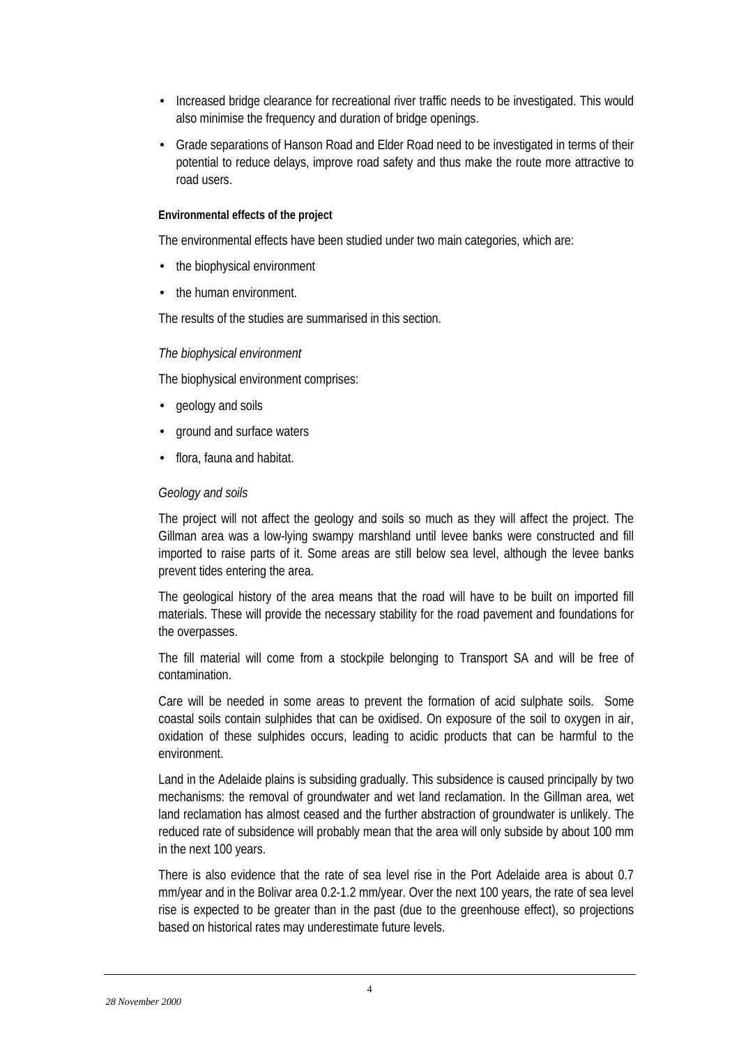- Increased bridge clearance for recreational river traffic needs to be investigated. This would also minimise the frequency and duration of bridge openings.
- Grade separations of Hanson Road and Elder Road need to be investigated in terms of their potential to reduce delays, improve road safety and thus make the route more attractive to road users.

**Environmental effects of the project**

The environmental effects have been studied under two main categories, which are:

- the biophysical environment
- the human environment.

The results of the studies are summarised in this section.

*The biophysical environment*

The biophysical environment comprises:

- geology and soils
- ground and surface waters
- flora, fauna and habitat.

*Geology and soils*

The project will not affect the geology and soils so much as they will affect the project. The Gillman area was a low-lying swampy marshland until levee banks were constructed and fill imported to raise parts of it. Some areas are still below sea level, although the levee banks prevent tides entering the area.

The geological history of the area means that the road will have to be built on imported fill materials. These will provide the necessary stability for the road pavement and foundations for the overpasses.

The fill material will come from a stockpile belonging to Transport SA and will be free of contamination.

Care will be needed in some areas to prevent the formation of acid sulphate soils. Some coastal soils contain sulphides that can be oxidised. On exposure of the soil to oxygen in air, oxidation of these sulphides occurs, leading to acidic products that can be harmful to the environment.

Land in the Adelaide plains is subsiding gradually. This subsidence is caused principally by two mechanisms: the removal of groundwater and wet land reclamation. In the Gillman area, wet land reclamation has almost ceased and the further abstraction of groundwater is unlikely. The reduced rate of subsidence will probably mean that the area will only subside by about 100 mm in the next 100 years.

There is also evidence that the rate of sea level rise in the Port Adelaide area is about 0.7 mm/year and in the Bolivar area 0.2-1.2 mm/year. Over the next 100 years, the rate of sea level rise is expected to be greater than in the past (due to the greenhouse effect), so projections based on historical rates may underestimate future levels.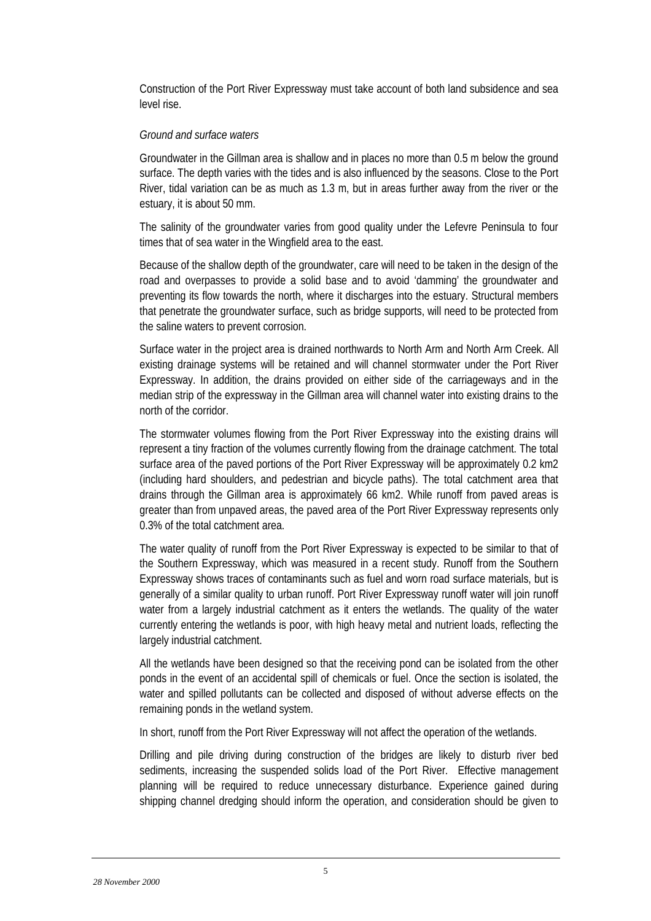Construction of the Port River Expressway must take account of both land subsidence and sea level rise.

*Ground and surface waters*

Groundwater in the Gillman area is shallow and in places no more than 0.5 m below the ground surface. The depth varies with the tides and is also influenced by the seasons. Close to the Port River, tidal variation can be as much as 1.3 m, but in areas further away from the river or the estuary, it is about 50 mm.

The salinity of the groundwater varies from good quality under the Lefevre Peninsula to four times that of sea water in the Wingfield area to the east.

Because of the shallow depth of the groundwater, care will need to be taken in the design of the road and overpasses to provide a solid base and to avoid 'damming' the groundwater and preventing its flow towards the north, where it discharges into the estuary. Structural members that penetrate the groundwater surface, such as bridge supports, will need to be protected from the saline waters to prevent corrosion.

Surface water in the project area is drained northwards to North Arm and North Arm Creek. All existing drainage systems will be retained and will channel stormwater under the Port River Expressway. In addition, the drains provided on either side of the carriageways and in the median strip of the expressway in the Gillman area will channel water into existing drains to the north of the corridor.

The stormwater volumes flowing from the Port River Expressway into the existing drains will represent a tiny fraction of the volumes currently flowing from the drainage catchment. The total surface area of the paved portions of the Port River Expressway will be approximately 0.2 km2 (including hard shoulders, and pedestrian and bicycle paths). The total catchment area that drains through the Gillman area is approximately 66 km2. While runoff from paved areas is greater than from unpaved areas, the paved area of the Port River Expressway represents only 0.3% of the total catchment area.

The water quality of runoff from the Port River Expressway is expected to be similar to that of the Southern Expressway, which was measured in a recent study. Runoff from the Southern Expressway shows traces of contaminants such as fuel and worn road surface materials, but is generally of a similar quality to urban runoff. Port River Expressway runoff water will join runoff water from a largely industrial catchment as it enters the wetlands. The quality of the water currently entering the wetlands is poor, with high heavy metal and nutrient loads, reflecting the largely industrial catchment.

All the wetlands have been designed so that the receiving pond can be isolated from the other ponds in the event of an accidental spill of chemicals or fuel. Once the section is isolated, the water and spilled pollutants can be collected and disposed of without adverse effects on the remaining ponds in the wetland system.

In short, runoff from the Port River Expressway will not affect the operation of the wetlands.

Drilling and pile driving during construction of the bridges are likely to disturb river bed sediments, increasing the suspended solids load of the Port River. Effective management planning will be required to reduce unnecessary disturbance. Experience gained during shipping channel dredging should inform the operation, and consideration should be given to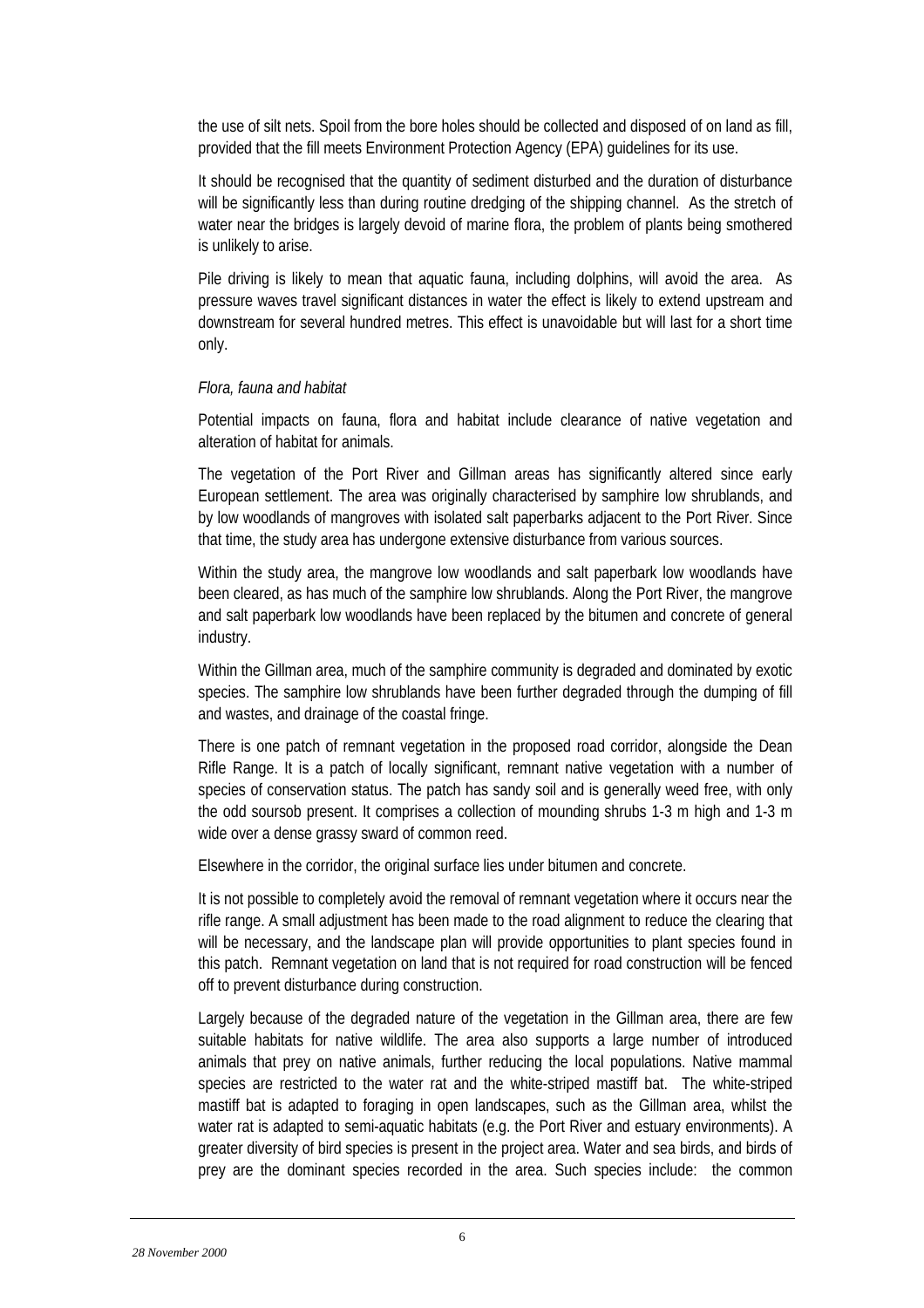the use of silt nets. Spoil from the bore holes should be collected and disposed of on land as fill, provided that the fill meets Environment Protection Agency (EPA) guidelines for its use.

It should be recognised that the quantity of sediment disturbed and the duration of disturbance will be significantly less than during routine dredging of the shipping channel. As the stretch of water near the bridges is largely devoid of marine flora, the problem of plants being smothered is unlikely to arise.

Pile driving is likely to mean that aquatic fauna, including dolphins, will avoid the area. As pressure waves travel significant distances in water the effect is likely to extend upstream and downstream for several hundred metres. This effect is unavoidable but will last for a short time only.

*Flora, fauna and habitat*

Potential impacts on fauna, flora and habitat include clearance of native vegetation and alteration of habitat for animals.

The vegetation of the Port River and Gillman areas has significantly altered since early European settlement. The area was originally characterised by samphire low shrublands, and by low woodlands of mangroves with isolated salt paperbarks adjacent to the Port River. Since that time, the study area has undergone extensive disturbance from various sources.

Within the study area, the mangrove low woodlands and salt paperbark low woodlands have been cleared, as has much of the samphire low shrublands. Along the Port River, the mangrove and salt paperbark low woodlands have been replaced by the bitumen and concrete of general industry.

Within the Gillman area, much of the samphire community is degraded and dominated by exotic species. The samphire low shrublands have been further degraded through the dumping of fill and wastes, and drainage of the coastal fringe.

There is one patch of remnant vegetation in the proposed road corridor, alongside the Dean Rifle Range. It is a patch of locally significant, remnant native vegetation with a number of species of conservation status. The patch has sandy soil and is generally weed free, with only the odd soursob present. It comprises a collection of mounding shrubs 1-3 m high and 1-3 m wide over a dense grassy sward of common reed.

Elsewhere in the corridor, the original surface lies under bitumen and concrete.

It is not possible to completely avoid the removal of remnant vegetation where it occurs near the rifle range. A small adjustment has been made to the road alignment to reduce the clearing that will be necessary, and the landscape plan will provide opportunities to plant species found in this patch. Remnant vegetation on land that is not required for road construction will be fenced off to prevent disturbance during construction.

Largely because of the degraded nature of the vegetation in the Gillman area, there are few suitable habitats for native wildlife. The area also supports a large number of introduced animals that prey on native animals, further reducing the local populations. Native mammal species are restricted to the water rat and the white-striped mastiff bat. The white-striped mastiff bat is adapted to foraging in open landscapes, such as the Gillman area, whilst the water rat is adapted to semi-aquatic habitats (e.g. the Port River and estuary environments). A greater diversity of bird species is present in the project area. Water and sea birds, and birds of prey are the dominant species recorded in the area. Such species include: the common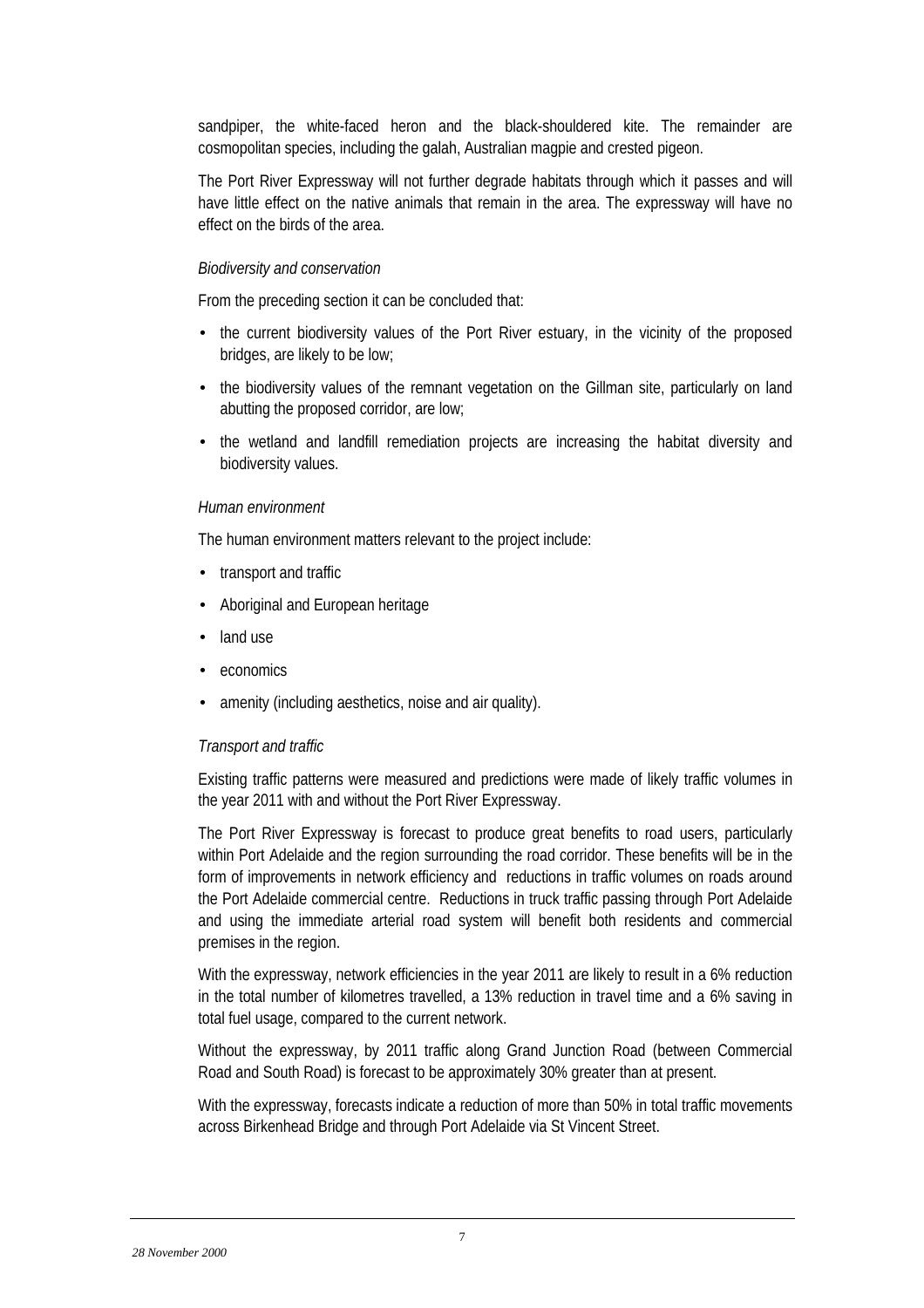sandpiper, the white-faced heron and the black-shouldered kite. The remainder are cosmopolitan species, including the galah, Australian magpie and crested pigeon.

The Port River Expressway will not further degrade habitats through which it passes and will have little effect on the native animals that remain in the area. The expressway will have no effect on the birds of the area.

*Biodiversity and conservation*

From the preceding section it can be concluded that:

- the current biodiversity values of the Port River estuary, in the vicinity of the proposed bridges, are likely to be low;
- the biodiversity values of the remnant vegetation on the Gillman site, particularly on land abutting the proposed corridor, are low;
- the wetland and landfill remediation projects are increasing the habitat diversity and biodiversity values.

*Human environment*

The human environment matters relevant to the project include:

- transport and traffic
- Aboriginal and European heritage
- land use
- economics
- amenity (including aesthetics, noise and air quality).

*Transport and traffic*

Existing traffic patterns were measured and predictions were made of likely traffic volumes in the year 2011 with and without the Port River Expressway.

The Port River Expressway is forecast to produce great benefits to road users, particularly within Port Adelaide and the region surrounding the road corridor. These benefits will be in the form of improvements in network efficiency and reductions in traffic volumes on roads around the Port Adelaide commercial centre. Reductions in truck traffic passing through Port Adelaide and using the immediate arterial road system will benefit both residents and commercial premises in the region.

With the expressway, network efficiencies in the year 2011 are likely to result in a 6% reduction in the total number of kilometres travelled, a 13% reduction in travel time and a 6% saving in total fuel usage, compared to the current network.

Without the expressway, by 2011 traffic along Grand Junction Road (between Commercial Road and South Road) is forecast to be approximately 30% greater than at present.

With the expressway, forecasts indicate a reduction of more than 50% in total traffic movements across Birkenhead Bridge and through Port Adelaide via St Vincent Street.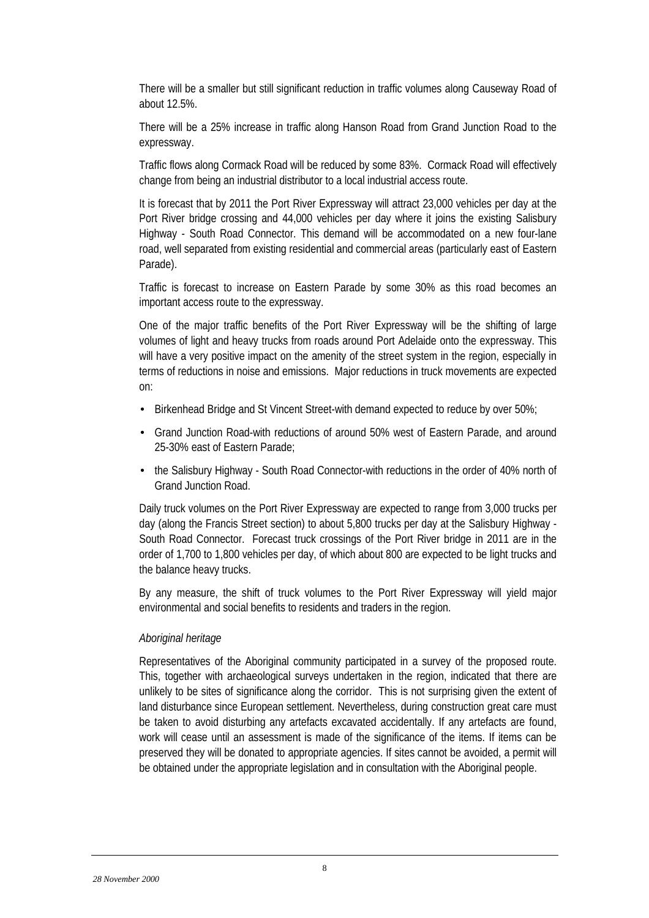There will be a smaller but still significant reduction in traffic volumes along Causeway Road of about 12.5%.

There will be a 25% increase in traffic along Hanson Road from Grand Junction Road to the expressway.

Traffic flows along Cormack Road will be reduced by some 83%. Cormack Road will effectively change from being an industrial distributor to a local industrial access route.

It is forecast that by 2011 the Port River Expressway will attract 23,000 vehicles per day at the Port River bridge crossing and 44,000 vehicles per day where it joins the existing Salisbury Highway - South Road Connector. This demand will be accommodated on a new four-lane road, well separated from existing residential and commercial areas (particularly east of Eastern Parade).

Traffic is forecast to increase on Eastern Parade by some 30% as this road becomes an important access route to the expressway.

One of the major traffic benefits of the Port River Expressway will be the shifting of large volumes of light and heavy trucks from roads around Port Adelaide onto the expressway. This will have a very positive impact on the amenity of the street system in the region, especially in terms of reductions in noise and emissions. Major reductions in truck movements are expected on:

- Birkenhead Bridge and St Vincent Street-with demand expected to reduce by over 50%;
- Grand Junction Road-with reductions of around 50% west of Eastern Parade, and around 25-30% east of Eastern Parade;
- the Salisbury Highway - South Road Connector-with reductions in the order of 40% north of Grand Junction Road.

Daily truck volumes on the Port River Expressway are expected to range from 3,000 trucks per day (along the Francis Street section) to about 5,800 trucks per day at the Salisbury Highway - South Road Connector. Forecast truck crossings of the Port River bridge in 2011 are in the order of 1,700 to 1,800 vehicles per day, of which about 800 are expected to be light trucks and the balance heavy trucks.

By any measure, the shift of truck volumes to the Port River Expressway will yield major environmental and social benefits to residents and traders in the region.

*Aboriginal heritage*

Representatives of the Aboriginal community participated in a survey of the proposed route. This, together with archaeological surveys undertaken in the region, indicated that there are unlikely to be sites of significance along the corridor. This is not surprising given the extent of land disturbance since European settlement. Nevertheless, during construction great care must be taken to avoid disturbing any artefacts excavated accidentally. If any artefacts are found, work will cease until an assessment is made of the significance of the items. If items can be preserved they will be donated to appropriate agencies. If sites cannot be avoided, a permit will be obtained under the appropriate legislation and in consultation with the Aboriginal people.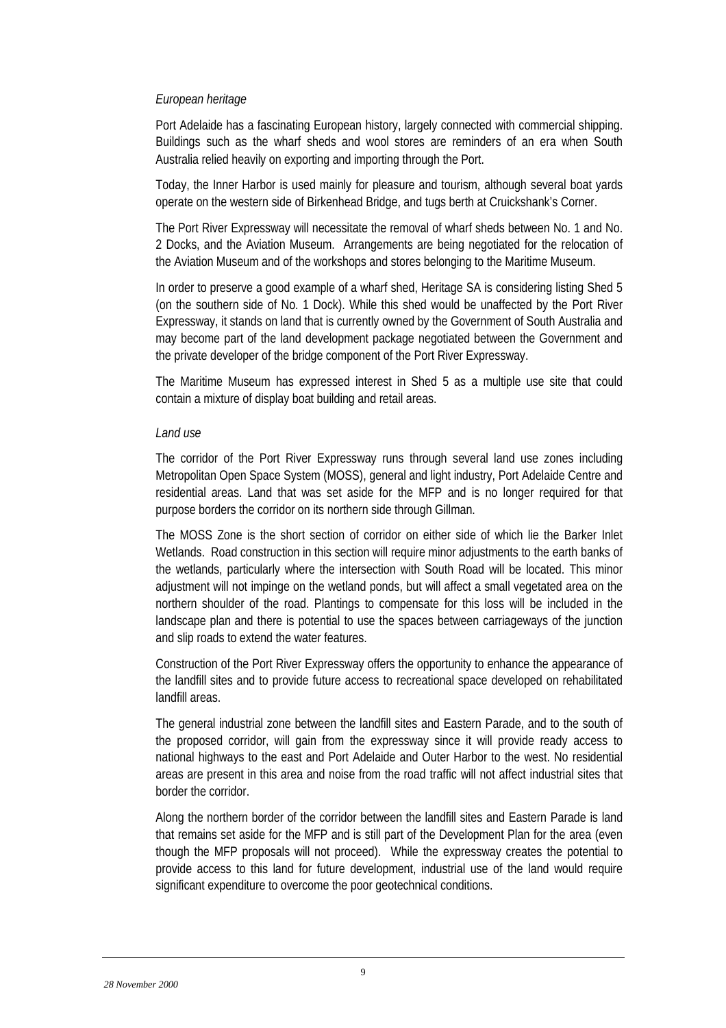*European heritage*

Port Adelaide has a fascinating European history, largely connected with commercial shipping. Buildings such as the wharf sheds and wool stores are reminders of an era when South Australia relied heavily on exporting and importing through the Port.

Today, the Inner Harbor is used mainly for pleasure and tourism, although several boat yards operate on the western side of Birkenhead Bridge, and tugs berth at Cruickshank's Corner.

The Port River Expressway will necessitate the removal of wharf sheds between No. 1 and No. 2 Docks, and the Aviation Museum. Arrangements are being negotiated for the relocation of the Aviation Museum and of the workshops and stores belonging to the Maritime Museum.

In order to preserve a good example of a wharf shed, Heritage SA is considering listing Shed 5 (on the southern side of No. 1 Dock). While this shed would be unaffected by the Port River Expressway, it stands on land that is currently owned by the Government of South Australia and may become part of the land development package negotiated between the Government and the private developer of the bridge component of the Port River Expressway.

The Maritime Museum has expressed interest in Shed 5 as a multiple use site that could contain a mixture of display boat building and retail areas.

*Land use*

The corridor of the Port River Expressway runs through several land use zones including Metropolitan Open Space System (MOSS), general and light industry, Port Adelaide Centre and residential areas. Land that was set aside for the MFP and is no longer required for that purpose borders the corridor on its northern side through Gillman.

The MOSS Zone is the short section of corridor on either side of which lie the Barker Inlet Wetlands. Road construction in this section will require minor adjustments to the earth banks of the wetlands, particularly where the intersection with South Road will be located. This minor adjustment will not impinge on the wetland ponds, but will affect a small vegetated area on the northern shoulder of the road. Plantings to compensate for this loss will be included in the landscape plan and there is potential to use the spaces between carriageways of the junction and slip roads to extend the water features.

Construction of the Port River Expressway offers the opportunity to enhance the appearance of the landfill sites and to provide future access to recreational space developed on rehabilitated landfill areas.

The general industrial zone between the landfill sites and Eastern Parade, and to the south of the proposed corridor, will gain from the expressway since it will provide ready access to national highways to the east and Port Adelaide and Outer Harbor to the west. No residential areas are present in this area and noise from the road traffic will not affect industrial sites that border the corridor.

Along the northern border of the corridor between the landfill sites and Eastern Parade is land that remains set aside for the MFP and is still part of the Development Plan for the area (even though the MFP proposals will not proceed). While the expressway creates the potential to provide access to this land for future development, industrial use of the land would require significant expenditure to overcome the poor geotechnical conditions.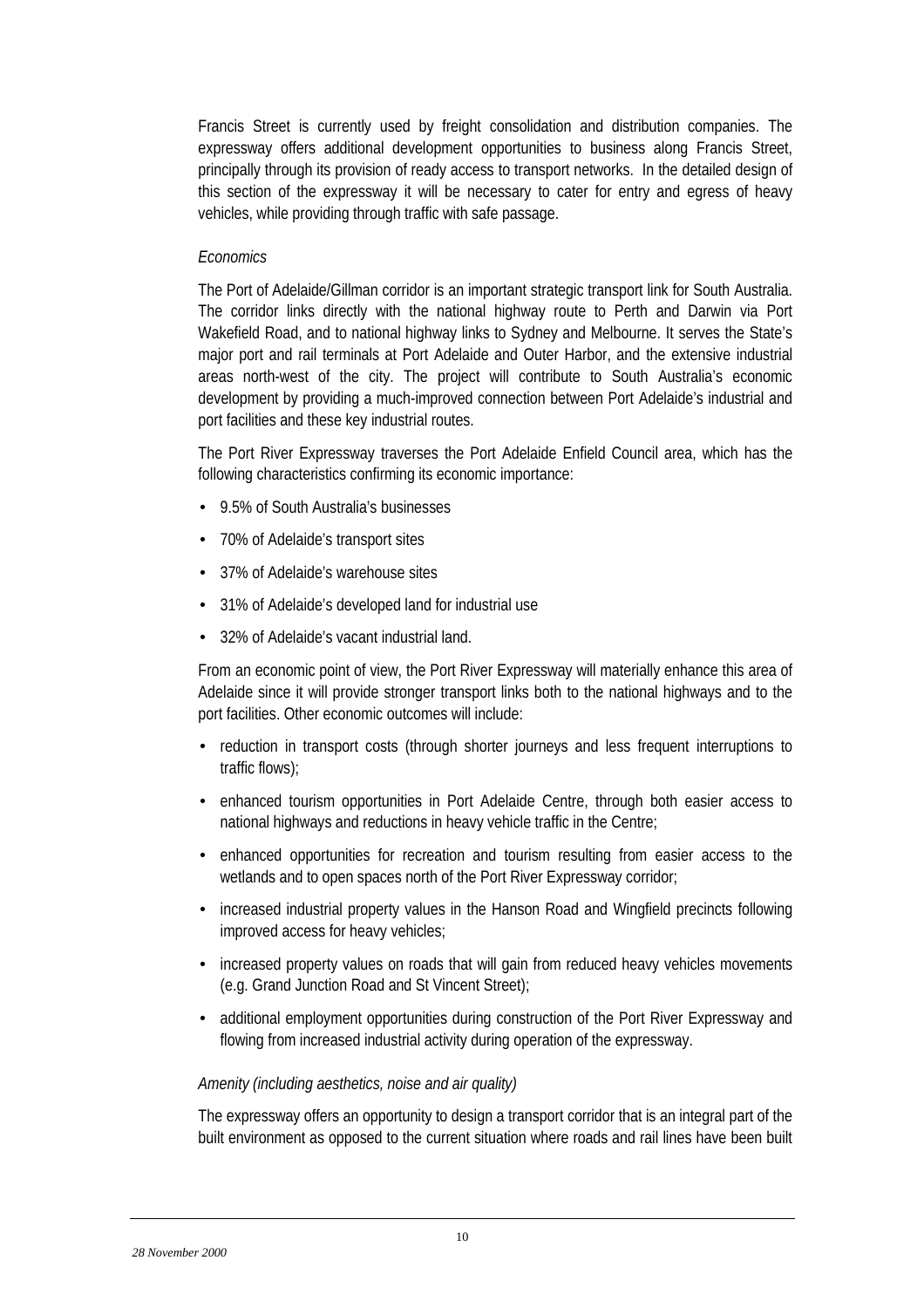Francis Street is currently used by freight consolidation and distribution companies. The expressway offers additional development opportunities to business along Francis Street, principally through its provision of ready access to transport networks. In the detailed design of this section of the expressway it will be necessary to cater for entry and egress of heavy vehicles, while providing through traffic with safe passage.

*Economics*

The Port of Adelaide/Gillman corridor is an important strategic transport link for South Australia. The corridor links directly with the national highway route to Perth and Darwin via Port Wakefield Road, and to national highway links to Sydney and Melbourne. It serves the State's major port and rail terminals at Port Adelaide and Outer Harbor, and the extensive industrial areas north-west of the city. The project will contribute to South Australia's economic development by providing a much-improved connection between Port Adelaide's industrial and port facilities and these key industrial routes.

The Port River Expressway traverses the Port Adelaide Enfield Council area, which has the following characteristics confirming its economic importance:

- 9.5% of South Australia's businesses
- 70% of Adelaide's transport sites
- 37% of Adelaide's warehouse sites
- 31% of Adelaide's developed land for industrial use
- 32% of Adelaide's vacant industrial land.

From an economic point of view, the Port River Expressway will materially enhance this area of Adelaide since it will provide stronger transport links both to the national highways and to the port facilities. Other economic outcomes will include:

- reduction in transport costs (through shorter journeys and less frequent interruptions to traffic flows);
- enhanced tourism opportunities in Port Adelaide Centre, through both easier access to national highways and reductions in heavy vehicle traffic in the Centre;
- enhanced opportunities for recreation and tourism resulting from easier access to the wetlands and to open spaces north of the Port River Expressway corridor;
- increased industrial property values in the Hanson Road and Wingfield precincts following improved access for heavy vehicles;
- increased property values on roads that will gain from reduced heavy vehicles movements (e.g. Grand Junction Road and St Vincent Street);
- additional employment opportunities during construction of the Port River Expressway and flowing from increased industrial activity during operation of the expressway.

*Amenity (including aesthetics, noise and air quality)*

The expressway offers an opportunity to design a transport corridor that is an integral part of the built environment as opposed to the current situation where roads and rail lines have been built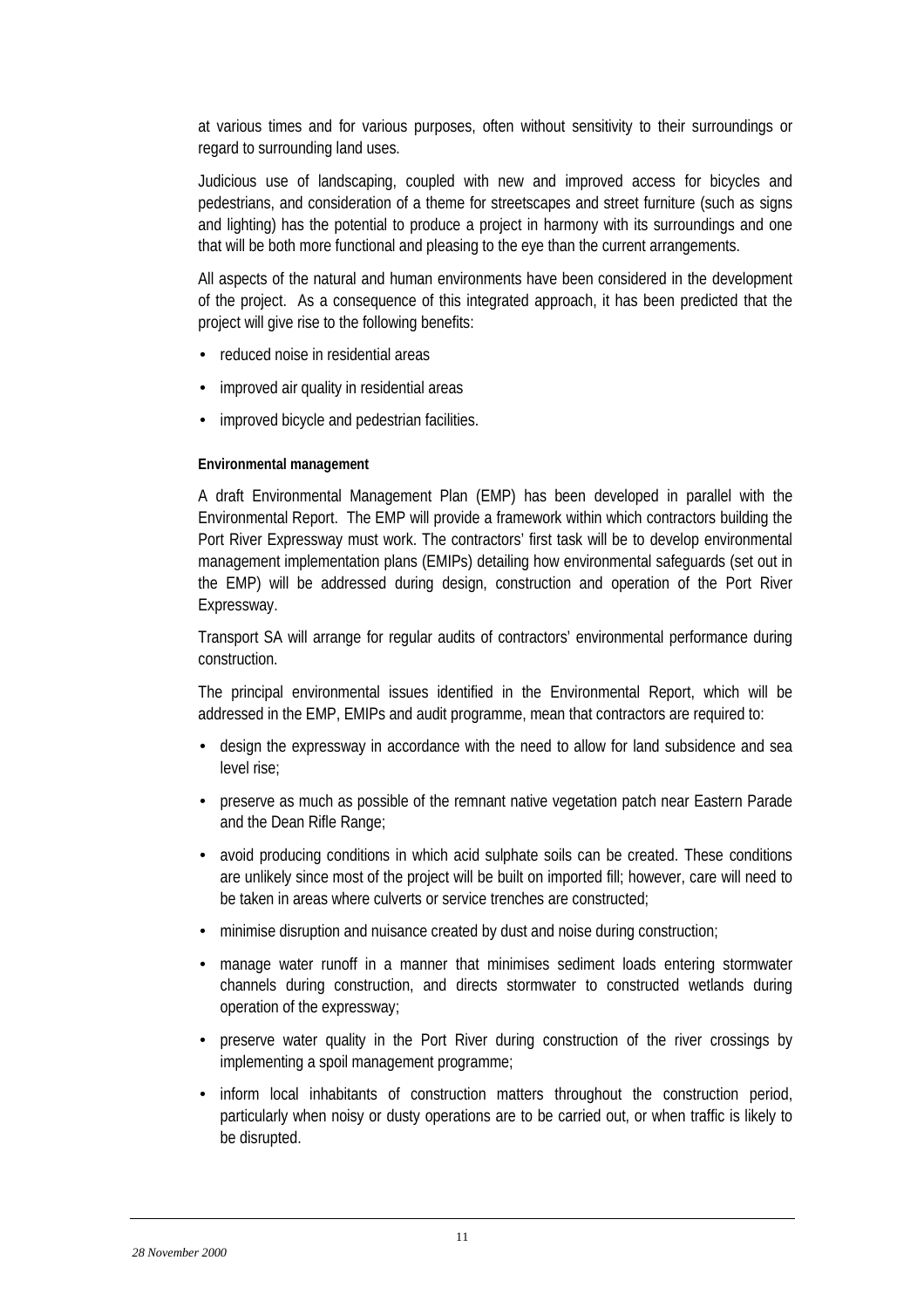at various times and for various purposes, often without sensitivity to their surroundings or regard to surrounding land uses.

Judicious use of landscaping, coupled with new and improved access for bicycles and pedestrians, and consideration of a theme for streetscapes and street furniture (such as signs and lighting) has the potential to produce a project in harmony with its surroundings and one that will be both more functional and pleasing to the eye than the current arrangements.

All aspects of the natural and human environments have been considered in the development of the project. As a consequence of this integrated approach, it has been predicted that the project will give rise to the following benefits:

- reduced noise in residential areas
- improved air quality in residential areas
- improved bicycle and pedestrian facilities.

**Environmental management**

A draft Environmental Management Plan (EMP) has been developed in parallel with the Environmental Report. The EMP will provide a framework within which contractors building the Port River Expressway must work. The contractors' first task will be to develop environmental management implementation plans (EMIPs) detailing how environmental safeguards (set out in the EMP) will be addressed during design, construction and operation of the Port River Expressway.

Transport SA will arrange for regular audits of contractors' environmental performance during construction.

The principal environmental issues identified in the Environmental Report, which will be addressed in the EMP, EMIPs and audit programme, mean that contractors are required to:

- design the expressway in accordance with the need to allow for land subsidence and sea level rise;
- preserve as much as possible of the remnant native vegetation patch near Eastern Parade and the Dean Rifle Range;
- avoid producing conditions in which acid sulphate soils can be created. These conditions are unlikely since most of the project will be built on imported fill; however, care will need to be taken in areas where culverts or service trenches are constructed;
- minimise disruption and nuisance created by dust and noise during construction;
- manage water runoff in a manner that minimises sediment loads entering stormwater channels during construction, and directs stormwater to constructed wetlands during operation of the expressway;
- preserve water quality in the Port River during construction of the river crossings by implementing a spoil management programme;
- inform local inhabitants of construction matters throughout the construction period, particularly when noisy or dusty operations are to be carried out, or when traffic is likely to be disrupted.